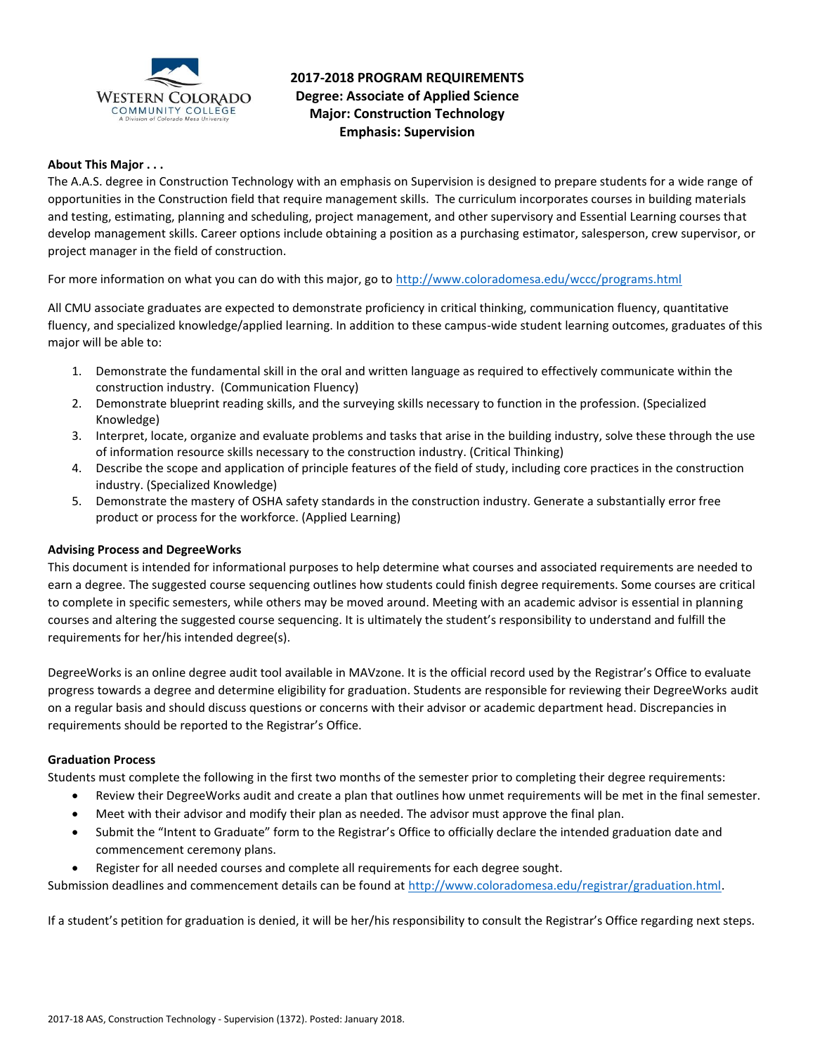# 2017-2018 PROGRAM REQUIREMENTS
## Degree: Associate of Applied Science
## Major: Construction Technology
## Emphasis: Supervision

**About This Major . . .**

The A.A.S. degree in Construction Technology with an emphasis on Supervision is designed to prepare students for a wide range of opportunities in the Construction field that require management skills. The curriculum incorporates courses in building materials and testing, estimating, planning and scheduling, project management, and other supervisory and Essential Learning courses that develop management skills. Career options include obtaining a position as a purchasing estimator, salesperson, crew supervisor, or project manager in the field of construction.

For more information on what you can do with this major, go to http://www.coloradomesa.edu/wccc/programs.html

All CMU associate graduates are expected to demonstrate proficiency in critical thinking, communication fluency, quantitative fluency, and specialized knowledge/applied learning. In addition to these campus-wide student learning outcomes, graduates of this major will be able to:

1. Demonstrate the fundamental skill in the oral and written language as required to effectively communicate within the construction industry. (Communication Fluency)
2. Demonstrate blueprint reading skills, and the surveying skills necessary to function in the profession. (Specialized Knowledge)
3. Interpret, locate, organize and evaluate problems and tasks that arise in the building industry, solve these through the use of information resource skills necessary to the construction industry. (Critical Thinking)
4. Describe the scope and application of principle features of the field of study, including core practices in the construction industry. (Specialized Knowledge)
5. Demonstrate the mastery of OSHA safety standards in the construction industry. Generate a substantially error free product or process for the workforce. (Applied Learning)

**Advising Process and DegreeWorks**

This document is intended for informational purposes to help determine what courses and associated requirements are needed to earn a degree. The suggested course sequencing outlines how students could finish degree requirements. Some courses are critical to complete in specific semesters, while others may be moved around. Meeting with an academic advisor is essential in planning courses and altering the suggested course sequencing. It is ultimately the student's responsibility to understand and fulfill the requirements for her/his intended degree(s).

DegreeWorks is an online degree audit tool available in MAVzone. It is the official record used by the Registrar's Office to evaluate progress towards a degree and determine eligibility for graduation. Students are responsible for reviewing their DegreeWorks audit on a regular basis and should discuss questions or concerns with their advisor or academic department head. Discrepancies in requirements should be reported to the Registrar's Office.

**Graduation Process**

Students must complete the following in the first two months of the semester prior to completing their degree requirements:

- Review their DegreeWorks audit and create a plan that outlines how unmet requirements will be met in the final semester.
- Meet with their advisor and modify their plan as needed. The advisor must approve the final plan.
- Submit the "Intent to Graduate" form to the Registrar's Office to officially declare the intended graduation date and commencement ceremony plans.
- Register for all needed courses and complete all requirements for each degree sought.

Submission deadlines and commencement details can be found at http://www.coloradomesa.edu/registrar/graduation.html.

If a student's petition for graduation is denied, it will be her/his responsibility to consult the Registrar's Office regarding next steps.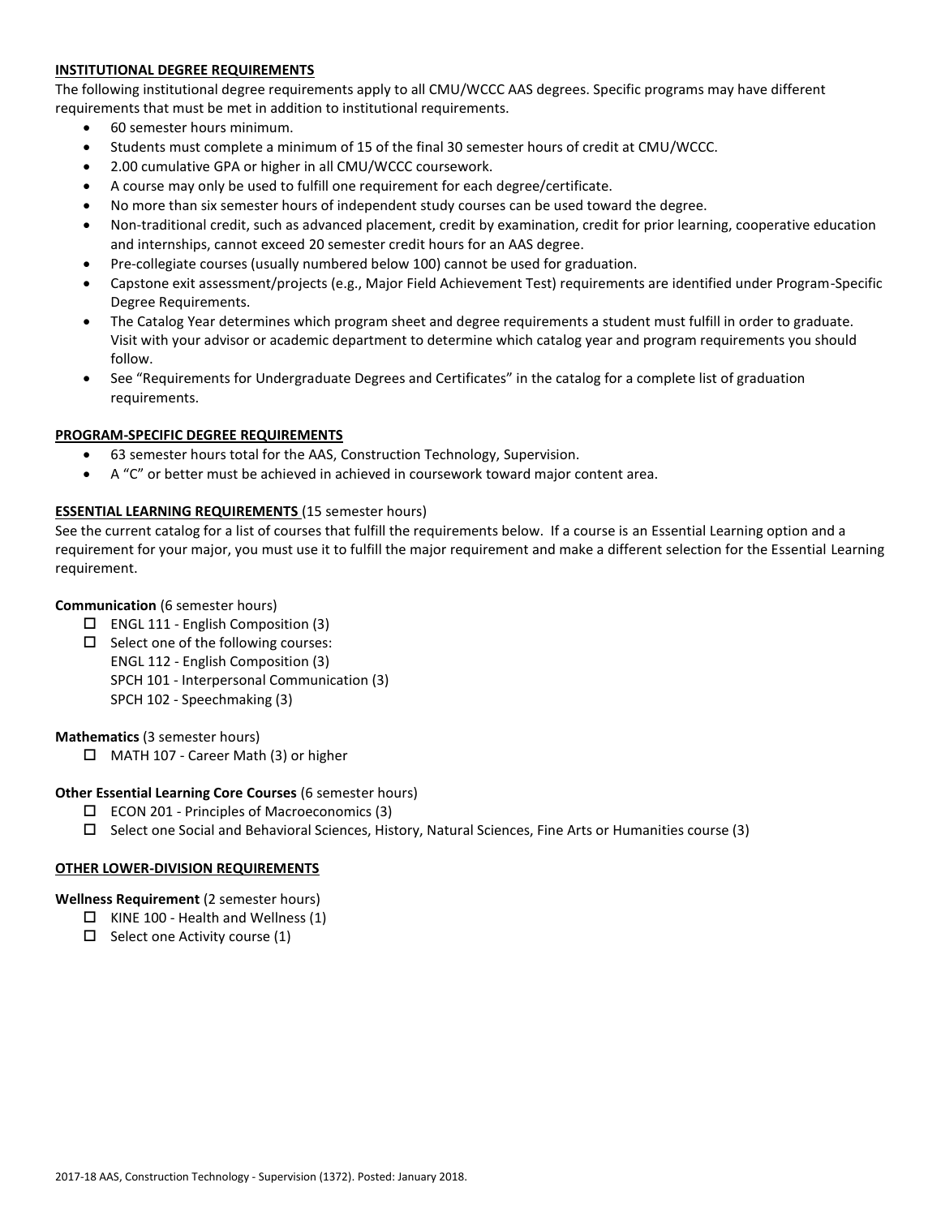## INSTITUTIONAL DEGREE REQUIREMENTS

The following institutional degree requirements apply to all CMU/WCCC AAS degrees. Specific programs may have different requirements that must be met in addition to institutional requirements.

- 60 semester hours minimum.
- Students must complete a minimum of 15 of the final 30 semester hours of credit at CMU/WCCC.
- 2.00 cumulative GPA or higher in all CMU/WCCC coursework.
- A course may only be used to fulfill one requirement for each degree/certificate.
- No more than six semester hours of independent study courses can be used toward the degree.
- Non-traditional credit, such as advanced placement, credit by examination, credit for prior learning, cooperative education and internships, cannot exceed 20 semester credit hours for an AAS degree.
- Pre-collegiate courses (usually numbered below 100) cannot be used for graduation.
- Capstone exit assessment/projects (e.g., Major Field Achievement Test) requirements are identified under Program-Specific Degree Requirements.
- The Catalog Year determines which program sheet and degree requirements a student must fulfill in order to graduate. Visit with your advisor or academic department to determine which catalog year and program requirements you should follow.
- See "Requirements for Undergraduate Degrees and Certificates" in the catalog for a complete list of graduation requirements.

## PROGRAM-SPECIFIC DEGREE REQUIREMENTS

- 63 semester hours total for the AAS, Construction Technology, Supervision.
- A "C" or better must be achieved in achieved in coursework toward major content area.

## ESSENTIAL LEARNING REQUIREMENTS (15 semester hours)

See the current catalog for a list of courses that fulfill the requirements below. If a course is an Essential Learning option and a requirement for your major, you must use it to fulfill the major requirement and make a different selection for the Essential Learning requirement.

**Communication** (6 semester hours)

- ☐ ENGL 111 - English Composition (3)
- ☐ Select one of the following courses:
  ENGL 112 - English Composition (3)
  SPCH 101 - Interpersonal Communication (3)
  SPCH 102 - Speechmaking (3)

**Mathematics** (3 semester hours)

- ☐ MATH 107 - Career Math (3) or higher

**Other Essential Learning Core Courses** (6 semester hours)

- ☐ ECON 201 - Principles of Macroeconomics (3)
- ☐ Select one Social and Behavioral Sciences, History, Natural Sciences, Fine Arts or Humanities course (3)

## OTHER LOWER-DIVISION REQUIREMENTS

**Wellness Requirement** (2 semester hours)

- ☐ KINE 100 - Health and Wellness (1)
- ☐ Select one Activity course (1)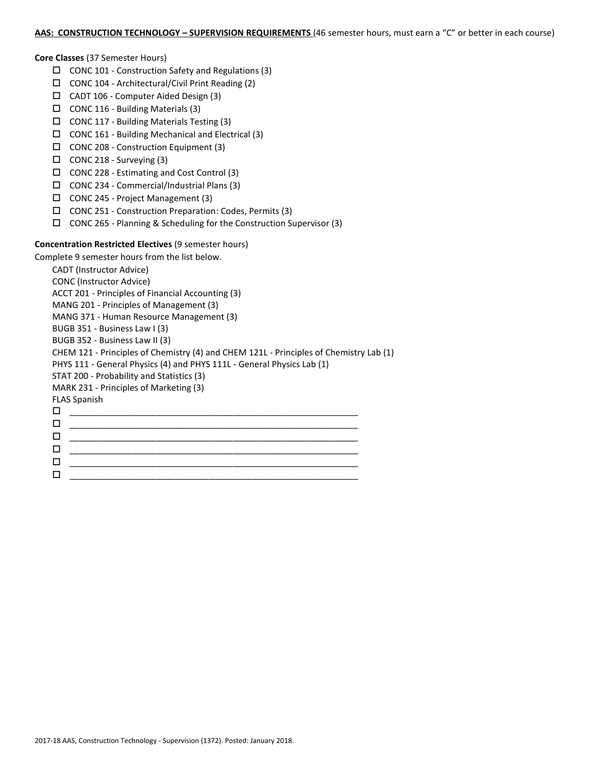**AAS: CONSTRUCTION TECHNOLOGY – SUPERVISION REQUIREMENTS** (46 semester hours, must earn a "C" or better in each course)

**Core Classes** (37 Semester Hours)

- ☐ CONC 101 - Construction Safety and Regulations (3)
- ☐ CONC 104 - Architectural/Civil Print Reading (2)
- ☐ CADT 106 - Computer Aided Design (3)
- ☐ CONC 116 - Building Materials (3)
- ☐ CONC 117 - Building Materials Testing (3)
- ☐ CONC 161 - Building Mechanical and Electrical (3)
- ☐ CONC 208 - Construction Equipment (3)
- ☐ CONC 218 - Surveying (3)
- ☐ CONC 228 - Estimating and Cost Control (3)
- ☐ CONC 234 - Commercial/Industrial Plans (3)
- ☐ CONC 245 - Project Management (3)
- ☐ CONC 251 - Construction Preparation: Codes, Permits (3)
- ☐ CONC 265 - Planning & Scheduling for the Construction Supervisor (3)

**Concentration Restricted Electives** (9 semester hours)

Complete 9 semester hours from the list below.

CADT (Instructor Advice)
CONC (Instructor Advice)
ACCT 201 - Principles of Financial Accounting (3)
MANG 201 - Principles of Management (3)
MANG 371 - Human Resource Management (3)
BUGB 351 - Business Law I (3)
BUGB 352 - Business Law II (3)
CHEM 121 - Principles of Chemistry (4) and CHEM 121L - Principles of Chemistry Lab (1)
PHYS 111 - General Physics (4) and PHYS 111L - General Physics Lab (1)
STAT 200 - Probability and Statistics (3)
MARK 231 - Principles of Marketing (3)
FLAS Spanish

- ☐ ______________________________________________
- ☐ ______________________________________________
- ☐ ______________________________________________
- ☐ ______________________________________________
- ☐ ______________________________________________
- ☐ ______________________________________________

2017-18 AAS, Construction Technology - Supervision (1372). Posted: January 2018.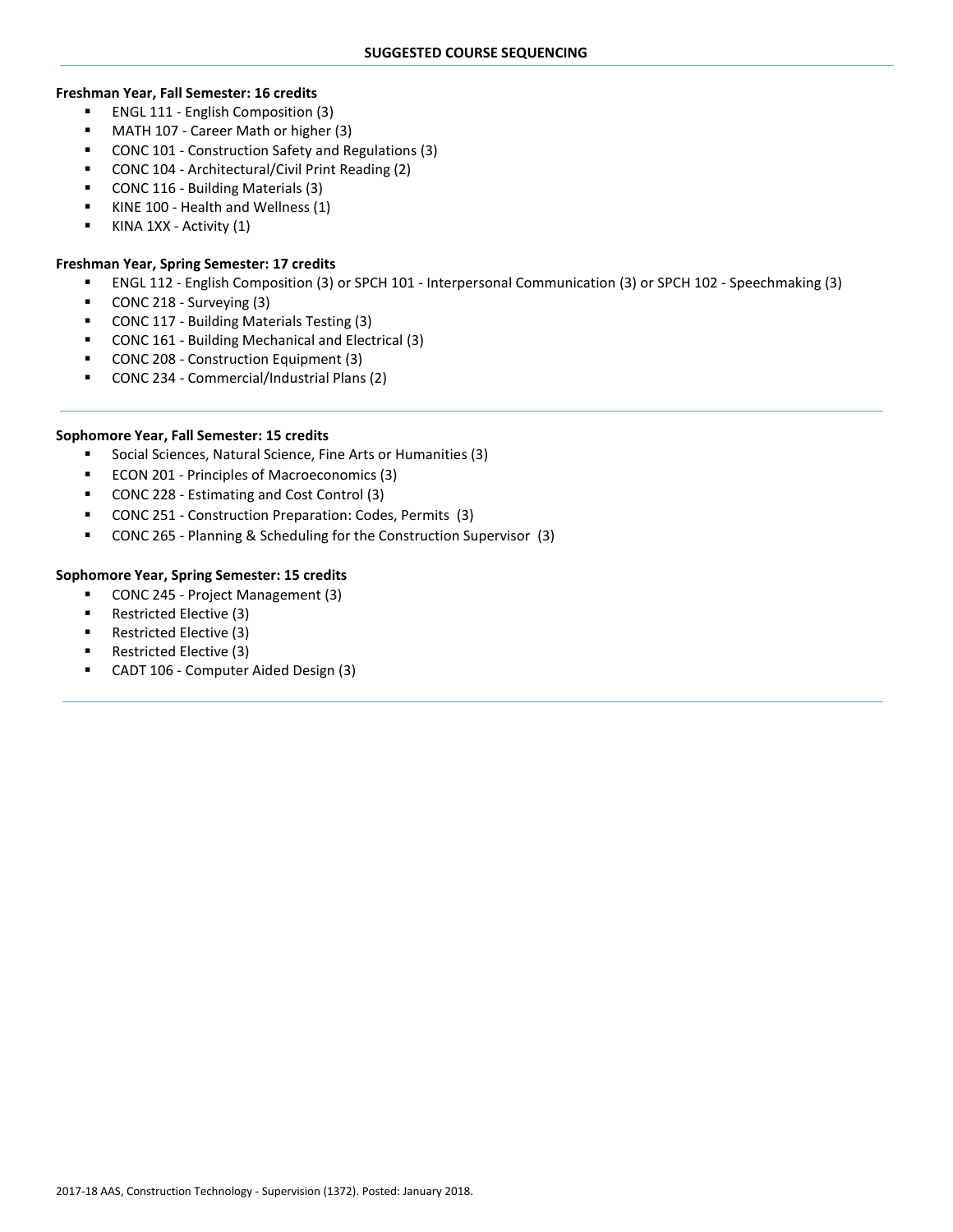## SUGGESTED COURSE SEQUENCING

**Freshman Year, Fall Semester: 16 credits**

- ENGL 111 - English Composition (3)
- MATH 107 - Career Math or higher (3)
- CONC 101 - Construction Safety and Regulations (3)
- CONC 104 - Architectural/Civil Print Reading (2)
- CONC 116 - Building Materials (3)
- KINE 100 - Health and Wellness (1)
- KINA 1XX - Activity (1)

**Freshman Year, Spring Semester: 17 credits**

- ENGL 112 - English Composition (3) or SPCH 101 - Interpersonal Communication (3) or SPCH 102 - Speechmaking (3)
- CONC 218 - Surveying (3)
- CONC 117 - Building Materials Testing (3)
- CONC 161 - Building Mechanical and Electrical (3)
- CONC 208 - Construction Equipment (3)
- CONC 234 - Commercial/Industrial Plans (2)

**Sophomore Year, Fall Semester: 15 credits**

- Social Sciences, Natural Science, Fine Arts or Humanities (3)
- ECON 201 - Principles of Macroeconomics (3)
- CONC 228 - Estimating and Cost Control (3)
- CONC 251 - Construction Preparation: Codes, Permits (3)
- CONC 265 - Planning & Scheduling for the Construction Supervisor (3)

**Sophomore Year, Spring Semester: 15 credits**

- CONC 245 - Project Management (3)
- Restricted Elective (3)
- Restricted Elective (3)
- Restricted Elective (3)
- CADT 106 - Computer Aided Design (3)

2017-18 AAS, Construction Technology - Supervision (1372). Posted: January 2018.